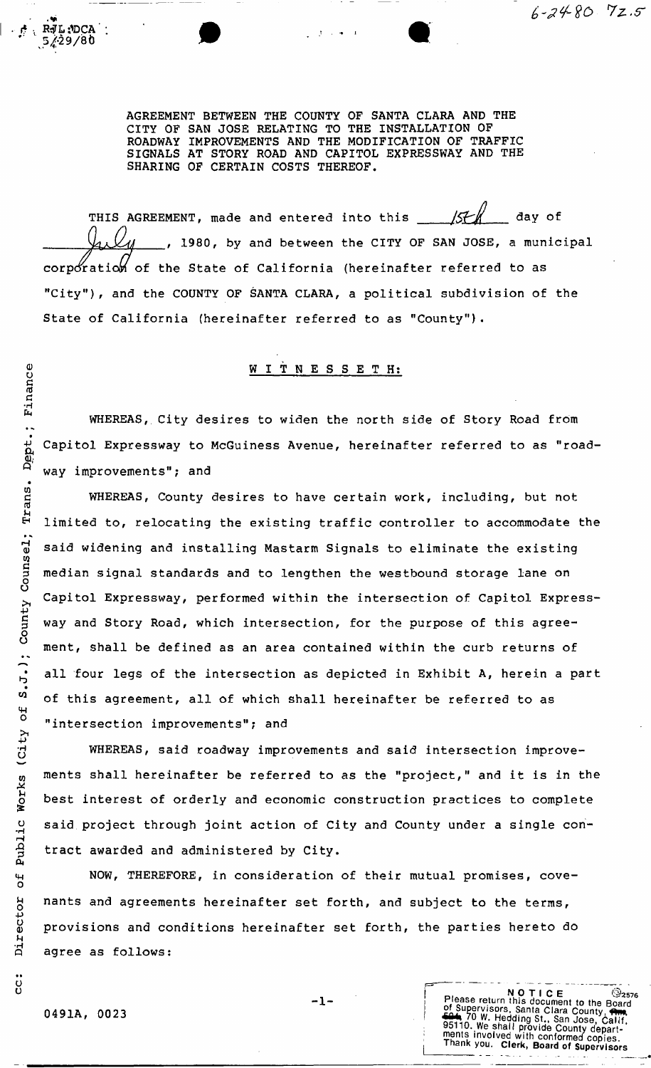RJL:DCA
5/29/80

6-24-80 7z.5

AGREEMENT BETWEEN THE COUNTY OF SANTA CLARA AND THE CITY OF SAN JOSE RELATING TO THE INSTALLATION OF ROADWAY IMPROVEMENTS AND THE MODIFICATION OF TRAFFIC SIGNALS AT STORY ROAD AND CAPITOL EXPRESSWAY AND THE SHARING OF CERTAIN COSTS THEREOF.

THIS AGREEMENT, made and entered into this 15th day of July, 1980, by and between the CITY OF SAN JOSE, a municipal corporation of the State of California (hereinafter referred to as "City"), and the COUNTY OF SANTA CLARA, a political subdivision of the State of California (hereinafter referred to as "County").

W I T N E S S E T H:

WHEREAS, City desires to widen the north side of Story Road from Capitol Expressway to McGuiness Avenue, hereinafter referred to as "roadway improvements"; and

WHEREAS, County desires to have certain work, including, but not limited to, relocating the existing traffic controller to accommodate the said widening and installing Mastarm Signals to eliminate the existing median signal standards and to lengthen the westbound storage lane on Capitol Expressway, performed within the intersection of Capitol Expressway and Story Road, which intersection, for the purpose of this agreement, shall be defined as an area contained within the curb returns of all four legs of the intersection as depicted in Exhibit A, herein a part of this agreement, all of which shall hereinafter be referred to as "intersection improvements"; and

WHEREAS, said roadway improvements and said intersection improvements shall hereinafter be referred to as the "project," and it is in the best interest of orderly and economic construction practices to complete said project through joint action of City and County under a single contract awarded and administered by City.

NOW, THEREFORE, in consideration of their mutual promises, covenants and agreements hereinafter set forth, and subject to the terms, provisions and conditions hereinafter set forth, the parties hereto do agree as follows:

cc: Director of Public Works (City of S.J.); County Counsel; Trans. Dept.; Finance

0491A, 0023

NOTICE
Please return this document to the Board of Supervisors, Santa Clara County, 70 W. Hedding St., San Jose, Calif. 95110. We shall provide County departments involved with conformed copies. Thank you. Clerk, Board of Supervisors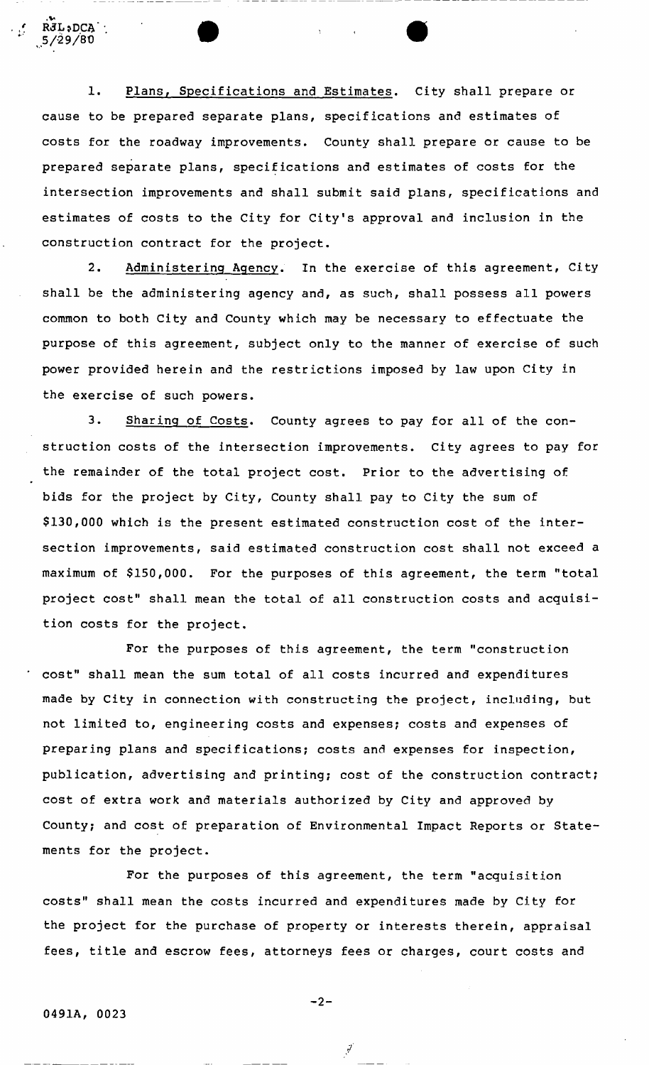1. Plans, Specifications and Estimates. City shall prepare or cause to be prepared separate plans, specifications and estimates of costs for the roadway improvements. County shall prepare or cause to be prepared separate plans, specifications and estimates of costs for the intersection improvements and shall submit said plans, specifications and estimates of costs to the City for City's approval and inclusion in the construction contract for the project.

2. Administering Agency. In the exercise of this agreement, City shall be the administering agency and, as such, shall possess all powers common to both City and County which may be necessary to effectuate the purpose of this agreement, subject only to the manner of exercise of such power provided herein and the restrictions imposed by law upon City in the exercise of such powers.

3. Sharing of Costs. County agrees to pay for all of the construction costs of the intersection improvements. City agrees to pay for the remainder of the total project cost. Prior to the advertising of bids for the project by City, County shall pay to City the sum of \$130,000 which is the present estimated construction cost of the intersection improvements, said estimated construction cost shall not exceed a maximum of \$150,000. For the purposes of this agreement, the term "total project cost" shall mean the total of all construction costs and acquisition costs for the project.

For the purposes of this agreement, the term "construction cost" shall mean the sum total of all costs incurred and expenditures made by City in connection with constructing the project, including, but not limited to, engineering costs and expenses; costs and expenses of preparing plans and specifications; costs and expenses for inspection, publication, advertising and printing; cost of the construction contract; cost of extra work and materials authorized by City and approved by County; and cost of preparation of Environmental Impact Reports or Statements for the project.

For the purposes of this agreement, the term "acquisition costs" shall mean the costs incurred and expenditures made by City for the project for the purchase of property or interests therein, appraisal fees, title and escrow fees, attorneys fees or charges, court costs and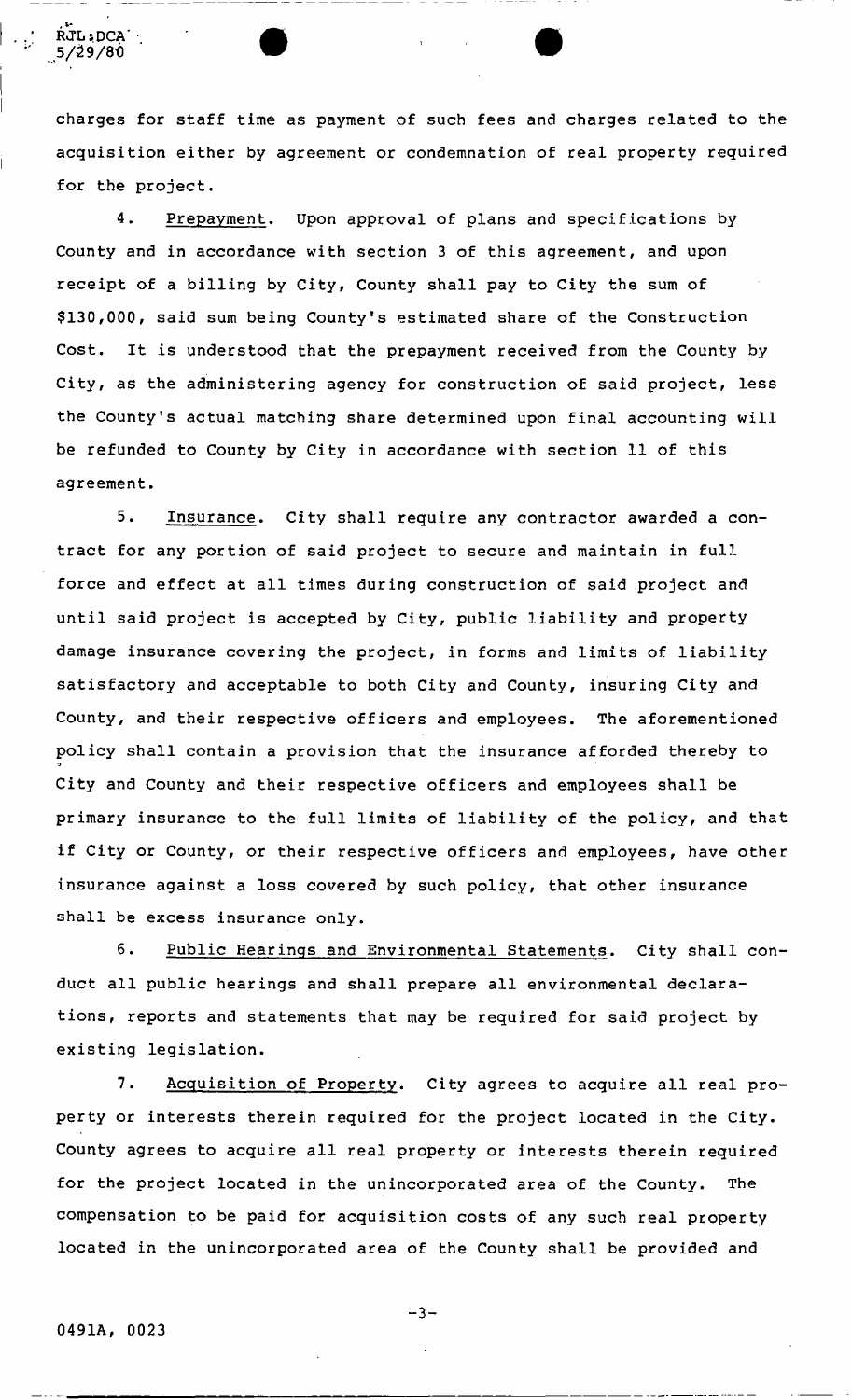charges for staff time as payment of such fees and charges related to the acquisition either by agreement or condemnation of real property required for the project.

4. Prepayment. Upon approval of plans and specifications by County and in accordance with section 3 of this agreement, and upon receipt of a billing by City, County shall pay to City the sum of $130,000, said sum being County's estimated share of the Construction Cost. It is understood that the prepayment received from the County by City, as the administering agency for construction of said project, less the County's actual matching share determined upon final accounting will be refunded to County by City in accordance with section 11 of this agreement.

5. Insurance. City shall require any contractor awarded a contract for any portion of said project to secure and maintain in full force and effect at all times during construction of said project and until said project is accepted by City, public liability and property damage insurance covering the project, in forms and limits of liability satisfactory and acceptable to both City and County, insuring City and County, and their respective officers and employees. The aforementioned policy shall contain a provision that the insurance afforded thereby to City and County and their respective officers and employees shall be primary insurance to the full limits of liability of the policy, and that if City or County, or their respective officers and employees, have other insurance against a loss covered by such policy, that other insurance shall be excess insurance only.

6. Public Hearings and Environmental Statements. City shall conduct all public hearings and shall prepare all environmental declarations, reports and statements that may be required for said project by existing legislation.

7. Acquisition of Property. City agrees to acquire all real property or interests therein required for the project located in the City. County agrees to acquire all real property or interests therein required for the project located in the unincorporated area of the County. The compensation to be paid for acquisition costs of any such real property located in the unincorporated area of the County shall be provided and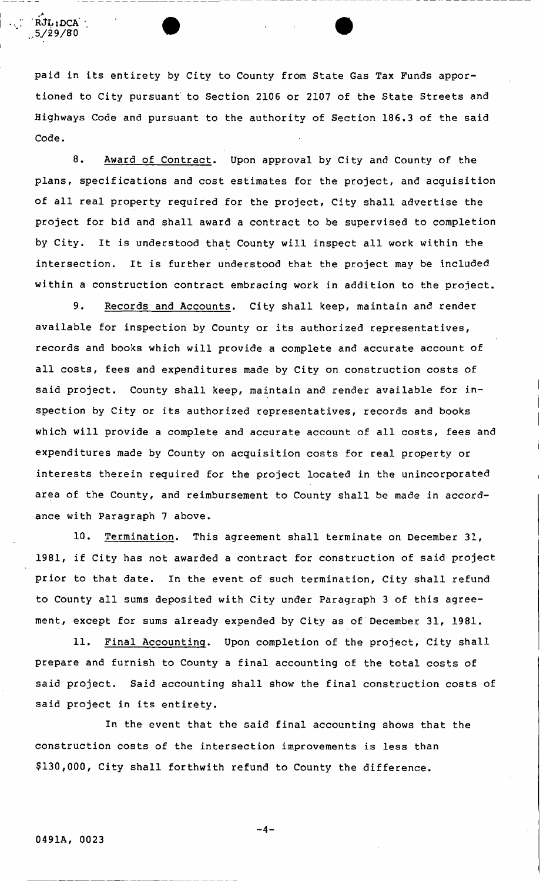paid in its entirety by City to County from State Gas Tax Funds apportioned to City pursuant to Section 2106 or 2107 of the State Streets and Highways Code and pursuant to the authority of Section 186.3 of the said Code.

8. Award of Contract. Upon approval by City and County of the plans, specifications and cost estimates for the project, and acquisition of all real property required for the project, City shall advertise the project for bid and shall award a contract to be supervised to completion by City. It is understood that County will inspect all work within the intersection. It is further understood that the project may be included within a construction contract embracing work in addition to the project.

9. Records and Accounts. City shall keep, maintain and render available for inspection by County or its authorized representatives, records and books which will provide a complete and accurate account of all costs, fees and expenditures made by City on construction costs of said project. County shall keep, maintain and render available for inspection by City or its authorized representatives, records and books which will provide a complete and accurate account of all costs, fees and expenditures made by County on acquisition costs for real property or interests therein required for the project located in the unincorporated area of the County, and reimbursement to County shall be made in accordance with Paragraph 7 above.

10. Termination. This agreement shall terminate on December 31, 1981, if City has not awarded a contract for construction of said project prior to that date. In the event of such termination, City shall refund to County all sums deposited with City under Paragraph 3 of this agreement, except for sums already expended by City as of December 31, 1981.

11. Final Accounting. Upon completion of the project, City shall prepare and furnish to County a final accounting of the total costs of said project. Said accounting shall show the final construction costs of said project in its entirety.

In the event that the said final accounting shows that the construction costs of the intersection improvements is less than $130,000, City shall forthwith refund to County the difference.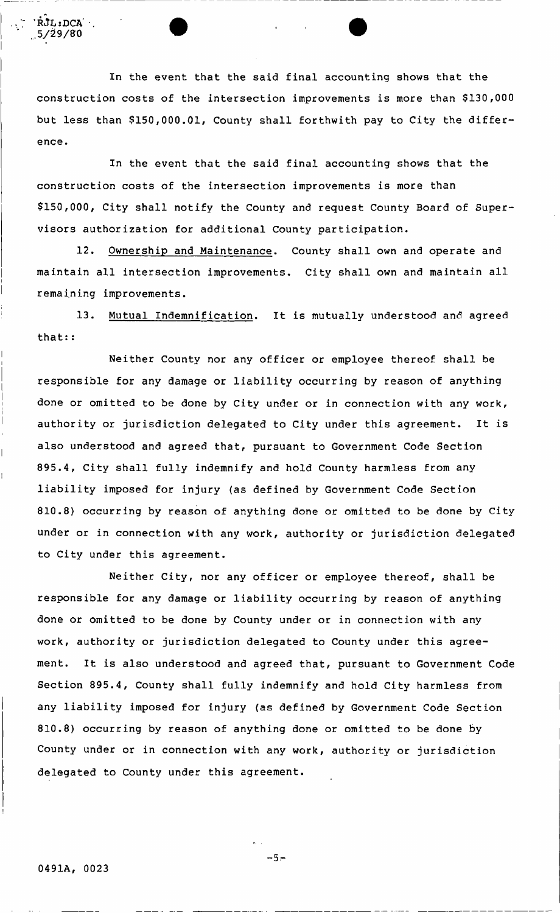In the event that the said final accounting shows that the construction costs of the intersection improvements is more than $130,000 but less than $150,000.01, County shall forthwith pay to City the difference.

In the event that the said final accounting shows that the construction costs of the intersection improvements is more than $150,000, City shall notify the County and request County Board of Supervisors authorization for additional County participation.

12. Ownership and Maintenance. County shall own and operate and maintain all intersection improvements. City shall own and maintain all remaining improvements.

13. Mutual Indemnification. It is mutually understood and agreed that::

Neither County nor any officer or employee thereof shall be responsible for any damage or liability occurring by reason of anything done or omitted to be done by City under or in connection with any work, authority or jurisdiction delegated to City under this agreement. It is also understood and agreed that, pursuant to Government Code Section 895.4, City shall fully indemnify and hold County harmless from any liability imposed for injury (as defined by Government Code Section 810.8) occurring by reason of anything done or omitted to be done by City under or in connection with any work, authority or jurisdiction delegated to City under this agreement.

Neither City, nor any officer or employee thereof, shall be responsible for any damage or liability occurring by reason of anything done or omitted to be done by County under or in connection with any work, authority or jurisdiction delegated to County under this agreement. It is also understood and agreed that, pursuant to Government Code Section 895.4, County shall fully indemnify and hold City harmless from any liability imposed for injury (as defined by Government Code Section 810.8) occurring by reason of anything done or omitted to be done by County under or in connection with any work, authority or jurisdiction delegated to County under this agreement.

0491A, 0023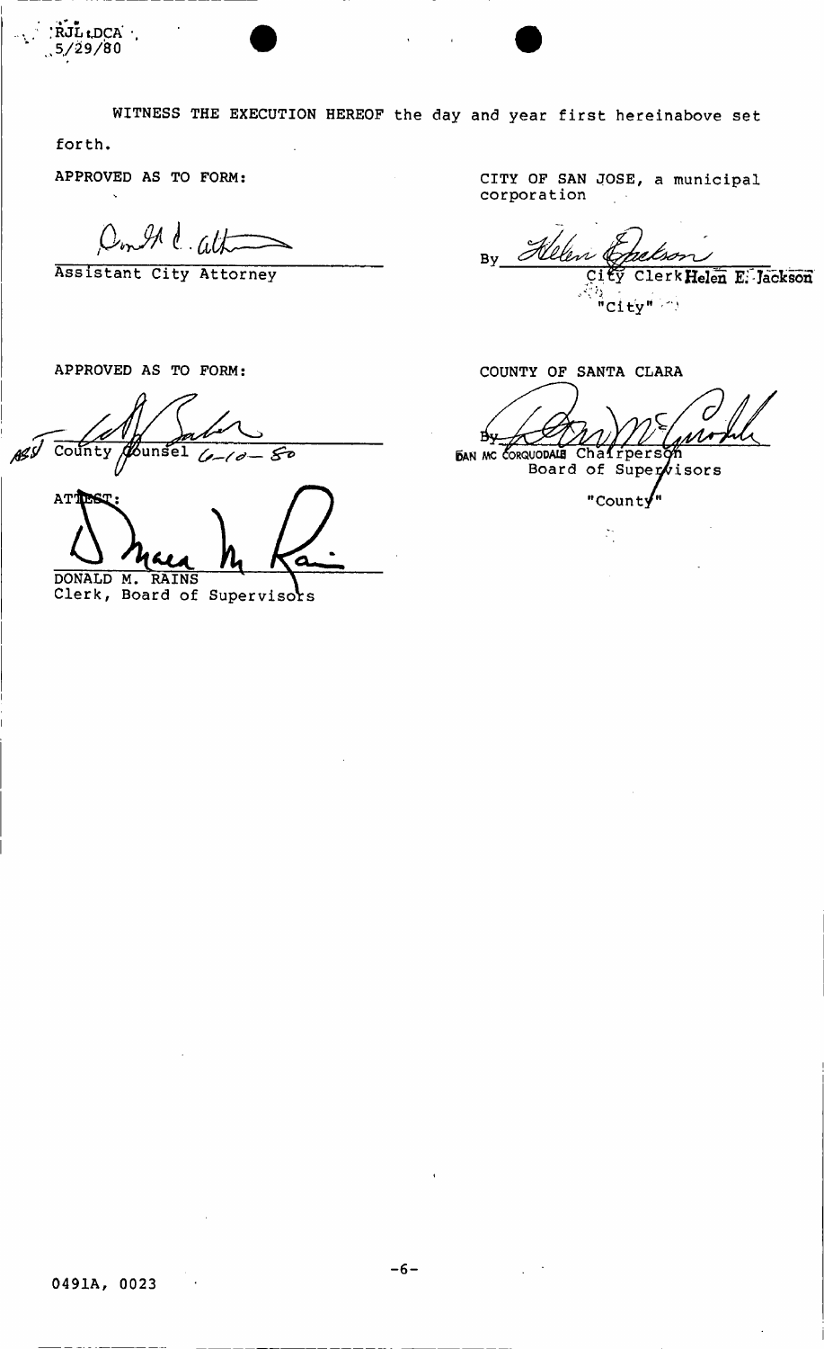RJL:DCA
5/29/80

WITNESS THE EXECUTION HEREOF the day and year first hereinabove set forth.

APPROVED AS TO FORM:

Assistant City Attorney

CITY OF SAN JOSE, a municipal corporation

By ______________________
City Clerk Helen E. Jackson

"City"

APPROVED AS TO FORM:

County Counsel 6-10-80

ATTEST:

DONALD M. RAINS
Clerk, Board of Supervisors

COUNTY OF SANTA CLARA

By ______________________
DAN MC CORQUODALE Chairperson
Board of Supervisors

"County"

0491A, 0023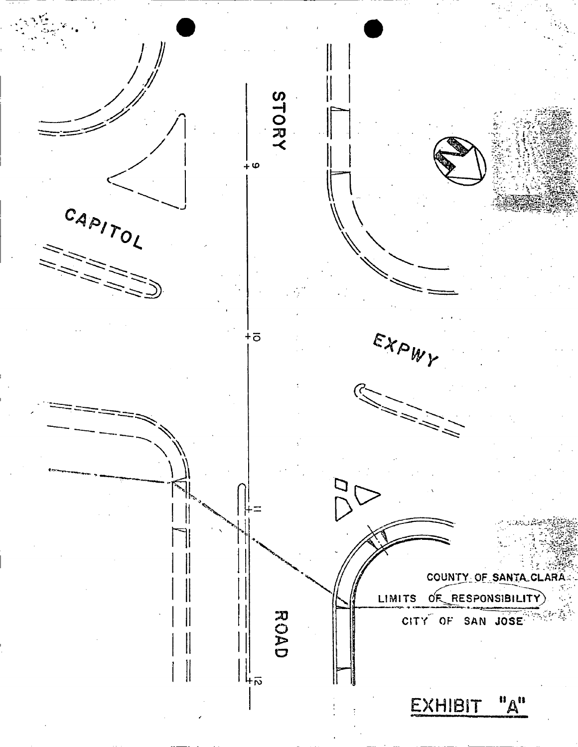STORY

CAPITOL

EXPWY

ROAD

COUNTY OF SANTA CLARA

LIMITS OF RESPONSIBILITY

CITY OF SAN JOSE

EXHIBIT "A"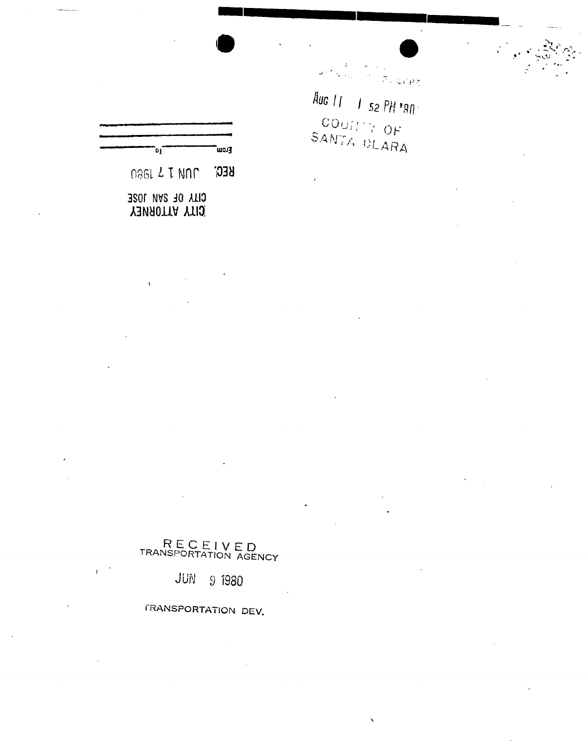Aug 11 1 52 PM '80

COUNTY OF
SANTA CLARA

From ______ To ______

REC. JUN 17 1980

CITY OF SAN JOSE
CITY ATTORNEY

RECEIVED
TRANSPORTATION AGENCY

JUN 9 1980

TRANSPORTATION DEV.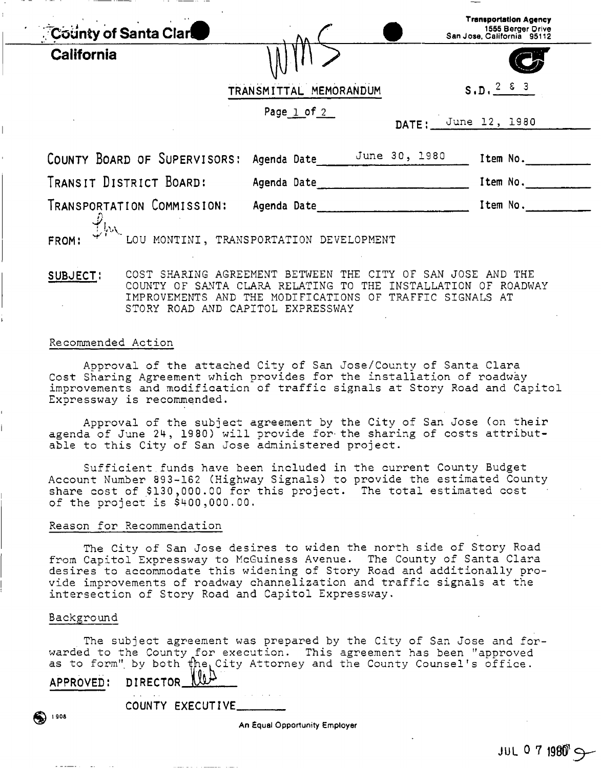County of Santa Clara
California

Transportation Agency
1555 Berger Drive
San Jose, California 95112

WMS

TRANSMITTAL MEMORANDUM

S.D. 2 & 3

DATE: June 12, 1980

COUNTY BOARD OF SUPERVISORS: Agenda Date June 30, 1980 Item No.

TRANSIT DISTRICT BOARD: Agenda Date Item No.

TRANSPORTATION COMMISSION: Agenda Date Item No.

FROM: LOU MONTINI, TRANSPORTATION DEVELOPMENT

**SUBJECT:** COST SHARING AGREEMENT BETWEEN THE CITY OF SAN JOSE AND THE COUNTY OF SANTA CLARA RELATING TO THE INSTALLATION OF ROADWAY IMPROVEMENTS AND THE MODIFICATIONS OF TRAFFIC SIGNALS AT STORY ROAD AND CAPITOL EXPRESSWAY

Recommended Action

Approval of the attached City of San Jose/County of Santa Clara Cost Sharing Agreement which provides for the installation of roadway improvements and modification of traffic signals at Story Road and Capitol Expressway is recommended.

Approval of the subject agreement by the City of San Jose (on their agenda of June 24, 1980) will provide for the sharing of costs attributable to this City of San Jose administered project.

Sufficient funds have been included in the current County Budget Account Number 893-162 (Highway Signals) to provide the estimated County share cost of $130,000.00 for this project. The total estimated cost of the project is $400,000.00.

Reason for Recommendation

The City of San Jose desires to widen the north side of Story Road from Capitol Expressway to McGuiness Avenue. The County of Santa Clara desires to accommodate this widening of Story Road and additionally provide improvements of roadway channelization and traffic signals at the intersection of Story Road and Capitol Expressway.

Background

The subject agreement was prepared by the City of San Jose and forwarded to the County for execution. This agreement has been "approved as to form" by both the City Attorney and the County Counsel's office.

**APPROVED:** DIRECTOR

COUNTY EXECUTIVE

An Equal Opportunity Employer

JUL 0 7 1980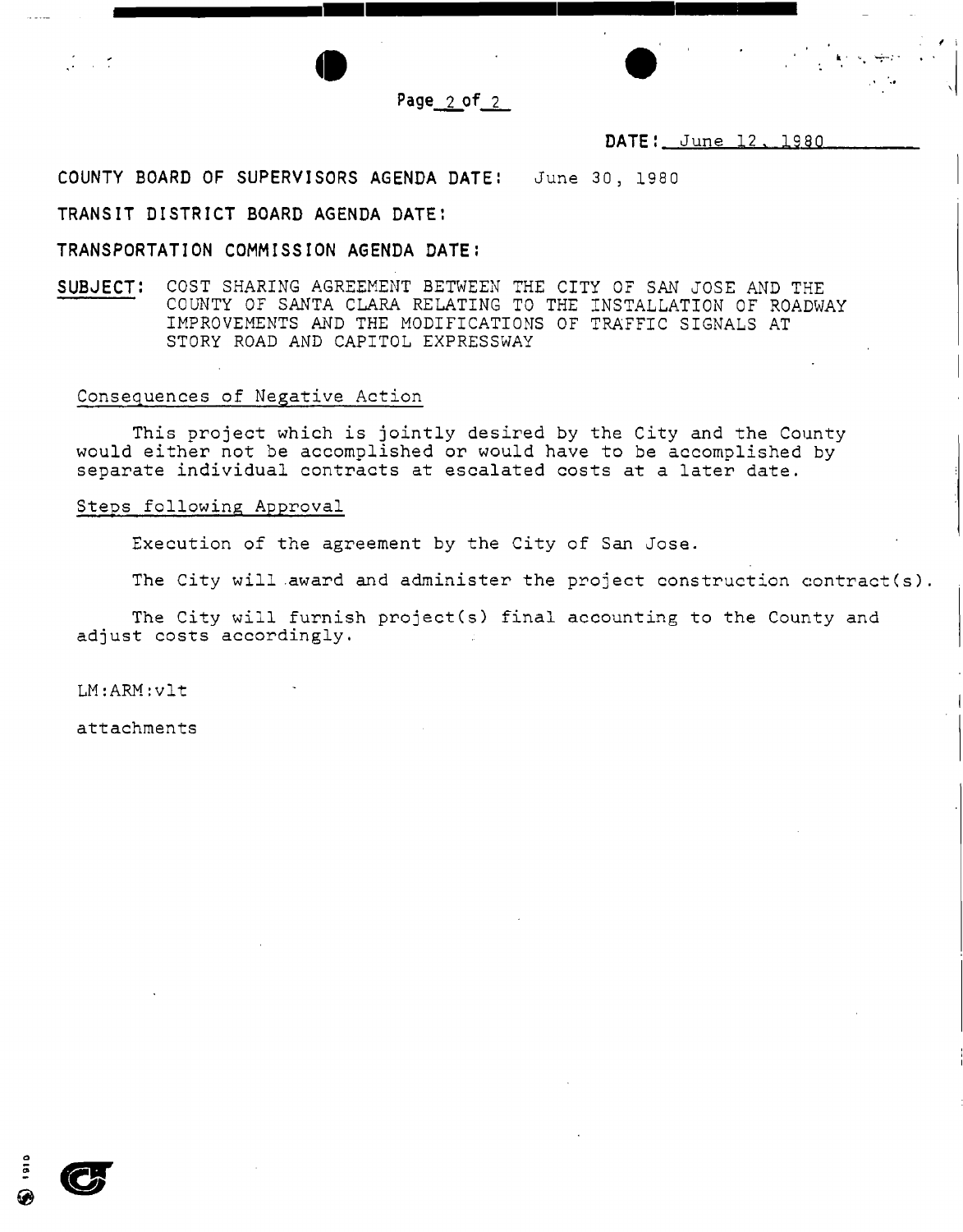**DATE:** June 12, 1980

**COUNTY BOARD OF SUPERVISORS AGENDA DATE:** June 30, 1980

**TRANSIT DISTRICT BOARD AGENDA DATE:**

**TRANSPORTATION COMMISSION AGENDA DATE:**

**SUBJECT:** COST SHARING AGREEMENT BETWEEN THE CITY OF SAN JOSE AND THE COUNTY OF SANTA CLARA RELATING TO THE INSTALLATION OF ROADWAY IMPROVEMENTS AND THE MODIFICATIONS OF TRAFFIC SIGNALS AT STORY ROAD AND CAPITOL EXPRESSWAY

Consequences of Negative Action

This project which is jointly desired by the City and the County would either not be accomplished or would have to be accomplished by separate individual contracts at escalated costs at a later date.

Steps following Approval

Execution of the agreement by the City of San Jose.

The City will award and administer the project construction contract(s).

The City will furnish project(s) final accounting to the County and adjust costs accordingly.

LM:ARM:vlt

attachments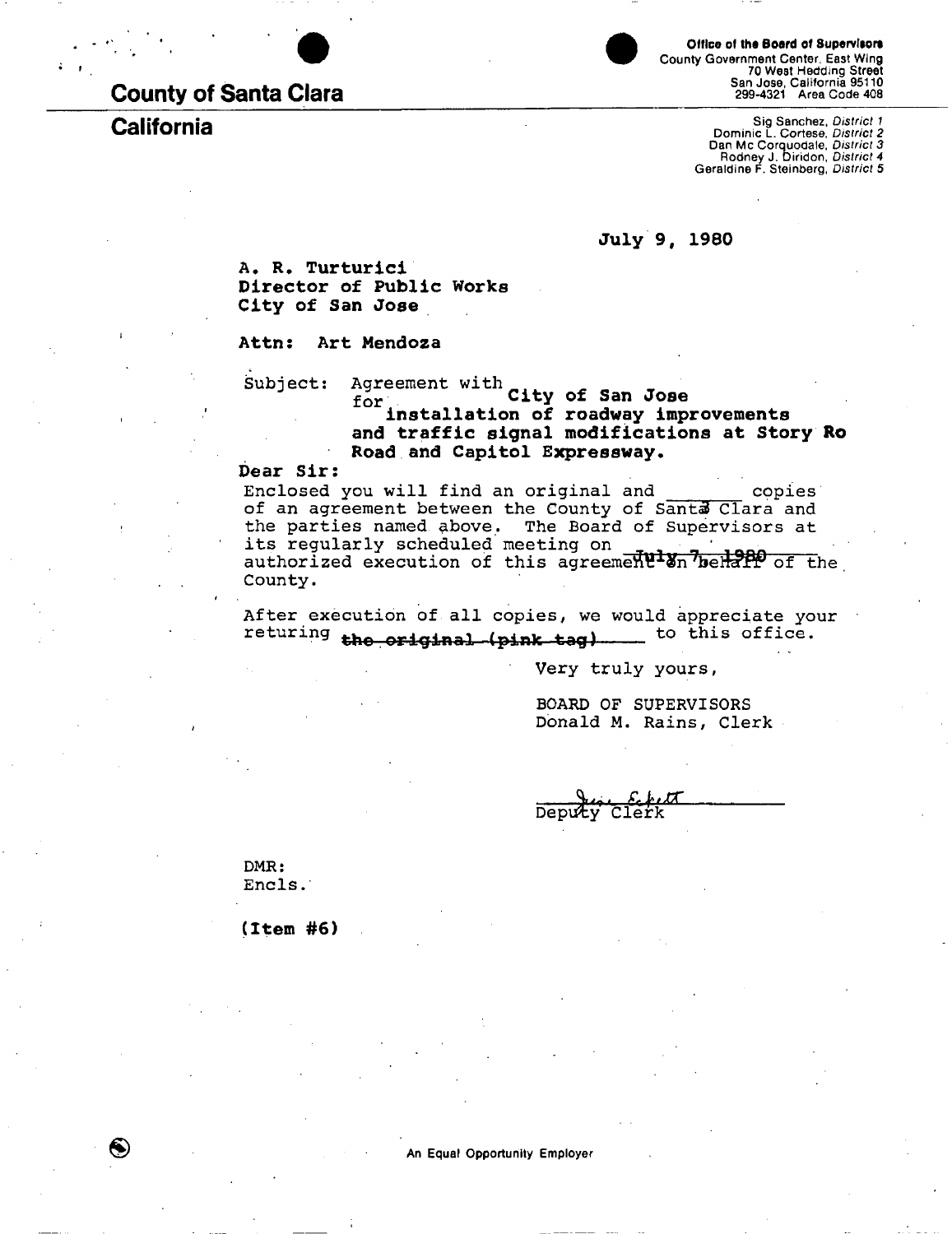**County of Santa Clara**

**California**

**Office of the Board of Supervisors**
County Government Center, East Wing
70 West Hedding Street
San Jose, California 95110
299-4321 Area Code 408

Sig Sanchez, *District 1*
Dominic L. Cortese, *District 2*
Dan Mc Corquodale, *District 3*
Rodney J. Diridon, *District 4*
Geraldine F. Steinberg, *District 5*

July 9, 1980

A. R. Turturici
Director of Public Works
City of San Jose

Attn: Art Mendoza

Subject: Agreement with City of San Jose for installation of roadway improvements and traffic signal modifications at Story Ro Road and Capitol Expressway.

Dear Sir:

Enclosed you will find an original and _______ copies of an agreement between the County of Santa Clara and the parties named above. The Board of Supervisors at its regularly scheduled meeting on July 7, 1980 authorized execution of this agreement on behalf of the County.

After execution of all copies, we would appreciate your returing ~~the original (pink tag)~~ to this office.

Very truly yours,

BOARD OF SUPERVISORS
Donald M. Rains, Clerk

Deputy Clerk

DMR:
Encls.

(Item #6)

An Equal Opportunity Employer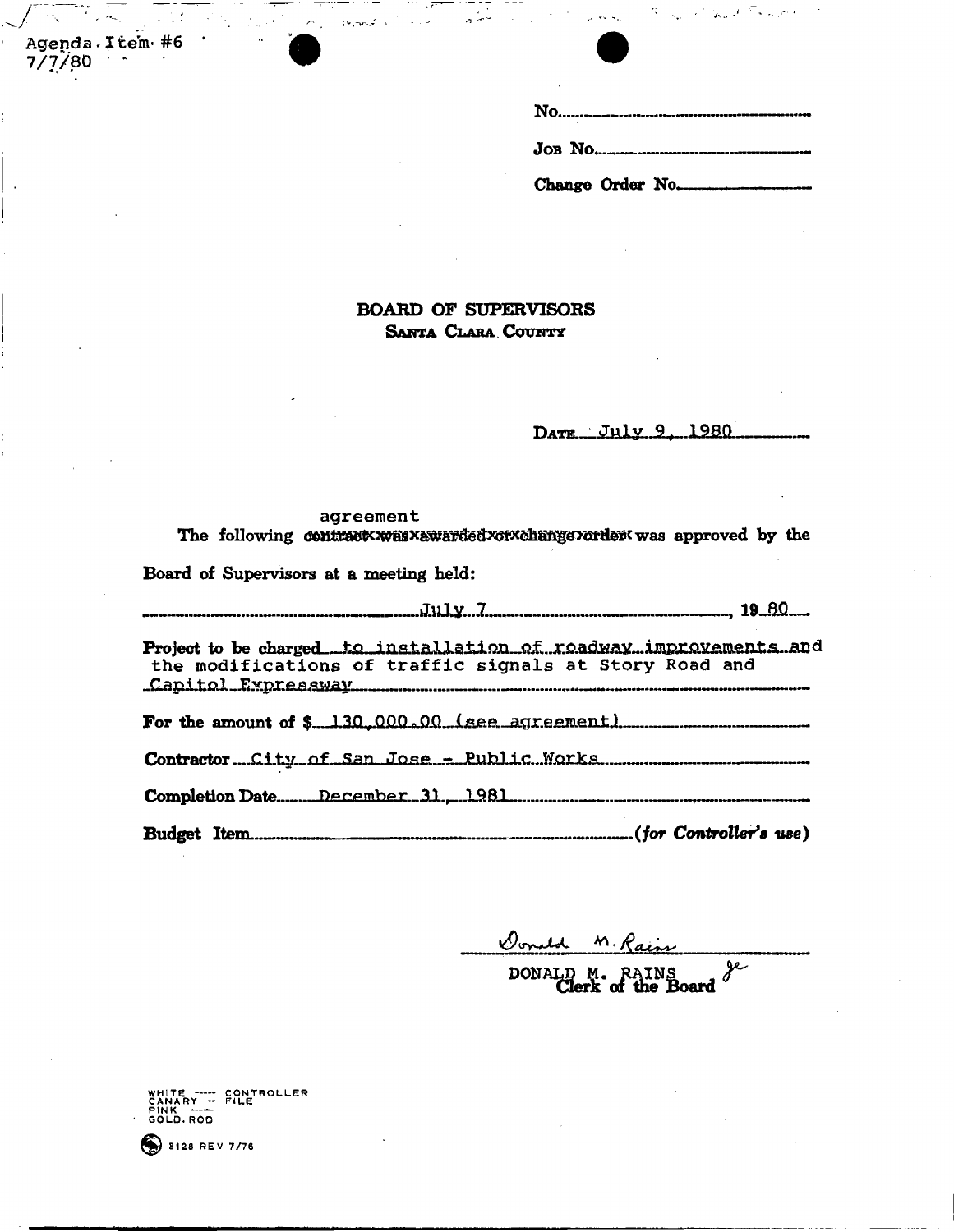Agenda Item #6
7/7/80

No.

Job No.

Change Order No.

## BOARD OF SUPERVISORS
### Santa Clara County

Date July 9, 1980

The following agreement ~~contract was awarded or change order~~ was approved by the Board of Supervisors at a meeting held:

July 7, 19 80

Project to be charged to installation of roadway improvements and the modifications of traffic signals at Story Road and Capitol Expressway

For the amount of $ 130,000.00 (see agreement)

Contractor City of San Jose - Public Works

Completion Date December 31, 1981

Budget Item *(for Controller's use)*

Donald M. Rains

DONALD M. RAINS
Clerk of the Board je

WHITE ---- CONTROLLER
CANARY -- FILE
PINK ----
GOLD. ROD

3128 REV 7/76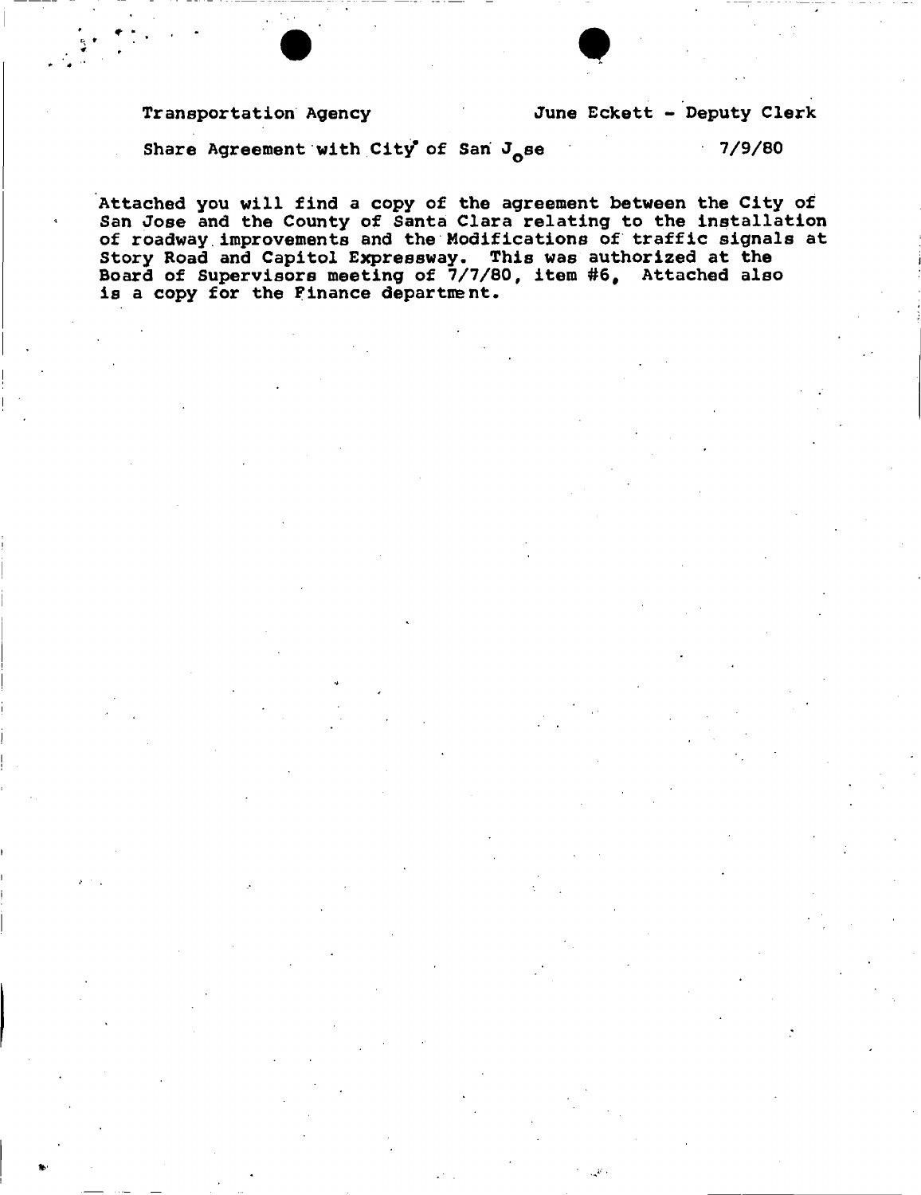Transportation Agency — June Eckett - Deputy Clerk

Share Agreement with City of San Jose — 7/9/80

Attached you will find a copy of the agreement between the City of San Jose and the County of Santa Clara relating to the installation of roadway improvements and the Modifications of traffic signals at Story Road and Capitol Expressway. This was authorized at the Board of Supervisors meeting of 7/7/80, item #6, Attached also is a copy for the Finance department.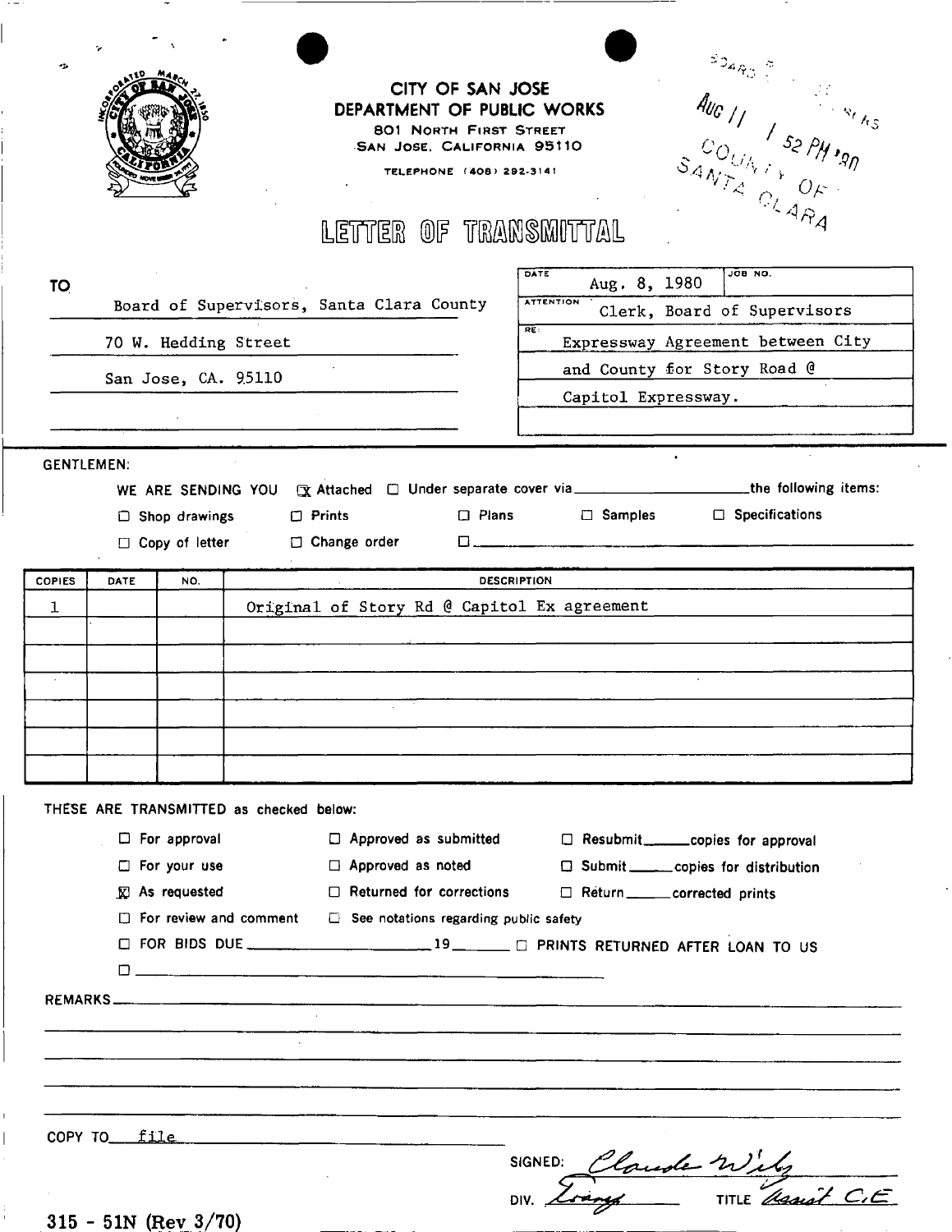CITY OF SAN JOSE
DEPARTMENT OF PUBLIC WORKS
801 NORTH FIRST STREET
SAN JOSE, CALIFORNIA 95110
TELEPHONE (408) 292-3141

BOARD OF SUPERVISORS
AUG 11 1 52 PM '80
COUNTY OF SANTA CLARA

# LETTER OF TRANSMITTAL

TO Board of Supervisors, Santa Clara County
70 W. Hedding Street
San Jose, CA. 95110

DATE Aug. 8, 1980
JOB NO.
ATTENTION Clerk, Board of Supervisors
RE: Expressway Agreement between City and County for Story Road @ Capitol Expressway.

GENTLEMEN:

WE ARE SENDING YOU ☒ Attached ☐ Under separate cover via ______ the following items:

☐ Shop drawings ☐ Prints ☐ Plans ☐ Samples ☐ Specifications

☐ Copy of letter ☐ Change order ☐ ______

| COPIES | DATE | NO. | DESCRIPTION |
|---|---|---|---|
| 1 | | | Original of Story Rd @ Capitol Ex agreement |
| | | | |
| | | | |
| | | | |
| | | | |
| | | | |
| | | | |

THESE ARE TRANSMITTED as checked below:

☐ For approval ☐ Approved as submitted ☐ Resubmit ______ copies for approval

☐ For your use ☐ Approved as noted ☐ Submit ______ copies for distribution

☒ As requested ☐ Returned for corrections ☐ Return ______ corrected prints

☐ For review and comment ☐ See notations regarding public safety

☐ FOR BIDS DUE ______ 19 ______ ☐ PRINTS RETURNED AFTER LOAN TO US

☐ ______

REMARKS ______

COPY TO file

SIGNED: Claude Wiley
DIV. Transp TITLE Assist C.E.

315 - 51N (Rev 3/70)